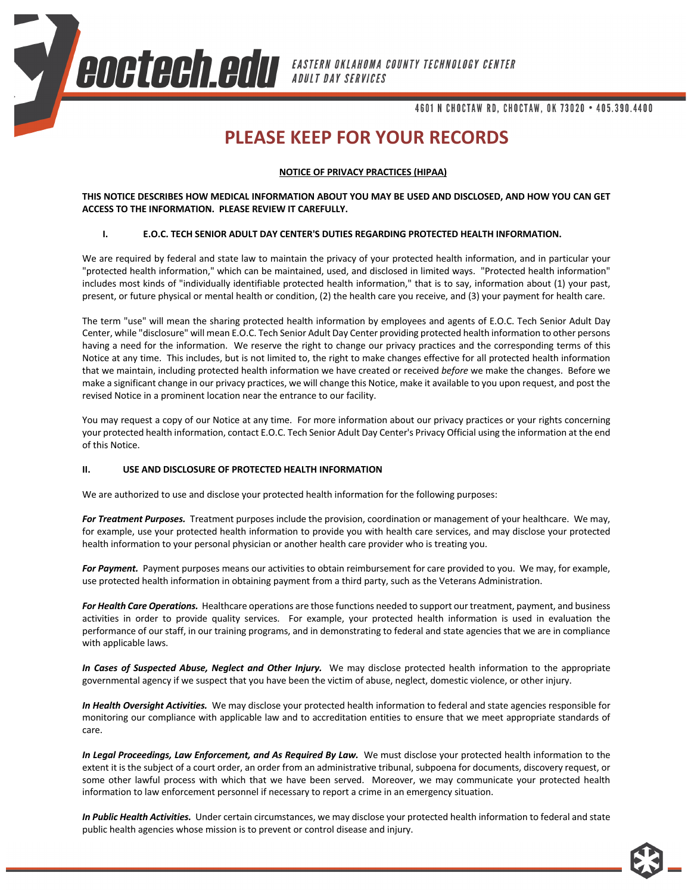eoctech.edu

EASTERN OKLAHOMA COUNTY TECHNOLOGY CENTER
ADULT DAY SERVICES

4601 N CHOCTAW RD, CHOCTAW, OK 73020 • 405.390.4400

# PLEASE KEEP FOR YOUR RECORDS

## NOTICE OF PRIVACY PRACTICES (HIPAA)

**THIS NOTICE DESCRIBES HOW MEDICAL INFORMATION ABOUT YOU MAY BE USED AND DISCLOSED, AND HOW YOU CAN GET ACCESS TO THE INFORMATION. PLEASE REVIEW IT CAREFULLY.**

### I. E.O.C. TECH SENIOR ADULT DAY CENTER'S DUTIES REGARDING PROTECTED HEALTH INFORMATION.

We are required by federal and state law to maintain the privacy of your protected health information, and in particular your "protected health information," which can be maintained, used, and disclosed in limited ways. "Protected health information" includes most kinds of "individually identifiable protected health information," that is to say, information about (1) your past, present, or future physical or mental health or condition, (2) the health care you receive, and (3) your payment for health care.

The term "use" will mean the sharing protected health information by employees and agents of E.O.C. Tech Senior Adult Day Center, while "disclosure" will mean E.O.C. Tech Senior Adult Day Center providing protected health information to other persons having a need for the information. We reserve the right to change our privacy practices and the corresponding terms of this Notice at any time. This includes, but is not limited to, the right to make changes effective for all protected health information that we maintain, including protected health information we have created or received *before* we make the changes. Before we make a significant change in our privacy practices, we will change this Notice, make it available to you upon request, and post the revised Notice in a prominent location near the entrance to our facility.

You may request a copy of our Notice at any time. For more information about our privacy practices or your rights concerning your protected health information, contact E.O.C. Tech Senior Adult Day Center's Privacy Official using the information at the end of this Notice.

### II. USE AND DISCLOSURE OF PROTECTED HEALTH INFORMATION

We are authorized to use and disclose your protected health information for the following purposes:

***For Treatment Purposes.*** Treatment purposes include the provision, coordination or management of your healthcare. We may, for example, use your protected health information to provide you with health care services, and may disclose your protected health information to your personal physician or another health care provider who is treating you.

***For Payment.*** Payment purposes means our activities to obtain reimbursement for care provided to you. We may, for example, use protected health information in obtaining payment from a third party, such as the Veterans Administration.

***For Health Care Operations.*** Healthcare operations are those functions needed to support our treatment, payment, and business activities in order to provide quality services. For example, your protected health information is used in evaluation the performance of our staff, in our training programs, and in demonstrating to federal and state agencies that we are in compliance with applicable laws.

***In Cases of Suspected Abuse, Neglect and Other Injury.*** We may disclose protected health information to the appropriate governmental agency if we suspect that you have been the victim of abuse, neglect, domestic violence, or other injury.

***In Health Oversight Activities.*** We may disclose your protected health information to federal and state agencies responsible for monitoring our compliance with applicable law and to accreditation entities to ensure that we meet appropriate standards of care.

***In Legal Proceedings, Law Enforcement, and As Required By Law.*** We must disclose your protected health information to the extent it is the subject of a court order, an order from an administrative tribunal, subpoena for documents, discovery request, or some other lawful process with which that we have been served. Moreover, we may communicate your protected health information to law enforcement personnel if necessary to report a crime in an emergency situation.

***In Public Health Activities.*** Under certain circumstances, we may disclose your protected health information to federal and state public health agencies whose mission is to prevent or control disease and injury.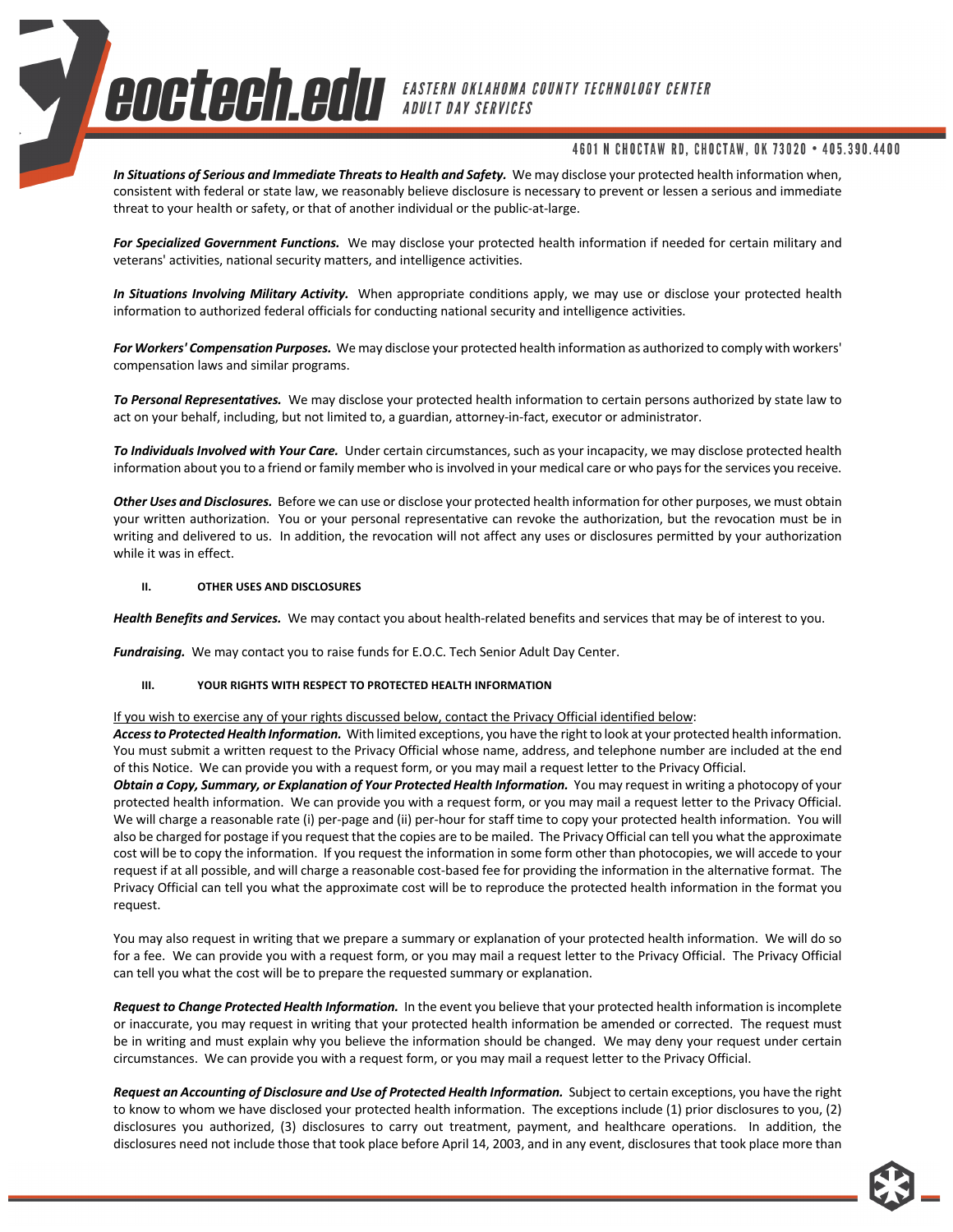***In Situations of Serious and Immediate Threats to Health and Safety.*** We may disclose your protected health information when, consistent with federal or state law, we reasonably believe disclosure is necessary to prevent or lessen a serious and immediate threat to your health or safety, or that of another individual or the public-at-large.

***For Specialized Government Functions.*** We may disclose your protected health information if needed for certain military and veterans' activities, national security matters, and intelligence activities.

***In Situations Involving Military Activity.*** When appropriate conditions apply, we may use or disclose your protected health information to authorized federal officials for conducting national security and intelligence activities.

***For Workers' Compensation Purposes.*** We may disclose your protected health information as authorized to comply with workers' compensation laws and similar programs.

***To Personal Representatives.*** We may disclose your protected health information to certain persons authorized by state law to act on your behalf, including, but not limited to, a guardian, attorney-in-fact, executor or administrator.

***To Individuals Involved with Your Care.*** Under certain circumstances, such as your incapacity, we may disclose protected health information about you to a friend or family member who is involved in your medical care or who pays for the services you receive.

***Other Uses and Disclosures.*** Before we can use or disclose your protected health information for other purposes, we must obtain your written authorization. You or your personal representative can revoke the authorization, but the revocation must be in writing and delivered to us. In addition, the revocation will not affect any uses or disclosures permitted by your authorization while it was in effect.

## II. OTHER USES AND DISCLOSURES

***Health Benefits and Services.*** We may contact you about health-related benefits and services that may be of interest to you.

***Fundraising.*** We may contact you to raise funds for E.O.C. Tech Senior Adult Day Center.

## III. YOUR RIGHTS WITH RESPECT TO PROTECTED HEALTH INFORMATION

<u>If you wish to exercise any of your rights discussed below, contact the Privacy Official identified below</u>:

***Access to Protected Health Information.*** With limited exceptions, you have the right to look at your protected health information. You must submit a written request to the Privacy Official whose name, address, and telephone number are included at the end of this Notice. We can provide you with a request form, or you may mail a request letter to the Privacy Official.

***Obtain a Copy, Summary, or Explanation of Your Protected Health Information.*** You may request in writing a photocopy of your protected health information. We can provide you with a request form, or you may mail a request letter to the Privacy Official. We will charge a reasonable rate (i) per-page and (ii) per-hour for staff time to copy your protected health information. You will also be charged for postage if you request that the copies are to be mailed. The Privacy Official can tell you what the approximate cost will be to copy the information. If you request the information in some form other than photocopies, we will accede to your request if at all possible, and will charge a reasonable cost-based fee for providing the information in the alternative format. The Privacy Official can tell you what the approximate cost will be to reproduce the protected health information in the format you request.

You may also request in writing that we prepare a summary or explanation of your protected health information. We will do so for a fee. We can provide you with a request form, or you may mail a request letter to the Privacy Official. The Privacy Official can tell you what the cost will be to prepare the requested summary or explanation.

***Request to Change Protected Health Information.*** In the event you believe that your protected health information is incomplete or inaccurate, you may request in writing that your protected health information be amended or corrected. The request must be in writing and must explain why you believe the information should be changed. We may deny your request under certain circumstances. We can provide you with a request form, or you may mail a request letter to the Privacy Official.

***Request an Accounting of Disclosure and Use of Protected Health Information.*** Subject to certain exceptions, you have the right to know to whom we have disclosed your protected health information. The exceptions include (1) prior disclosures to you, (2) disclosures you authorized, (3) disclosures to carry out treatment, payment, and healthcare operations. In addition, the disclosures need not include those that took place before April 14, 2003, and in any event, disclosures that took place more than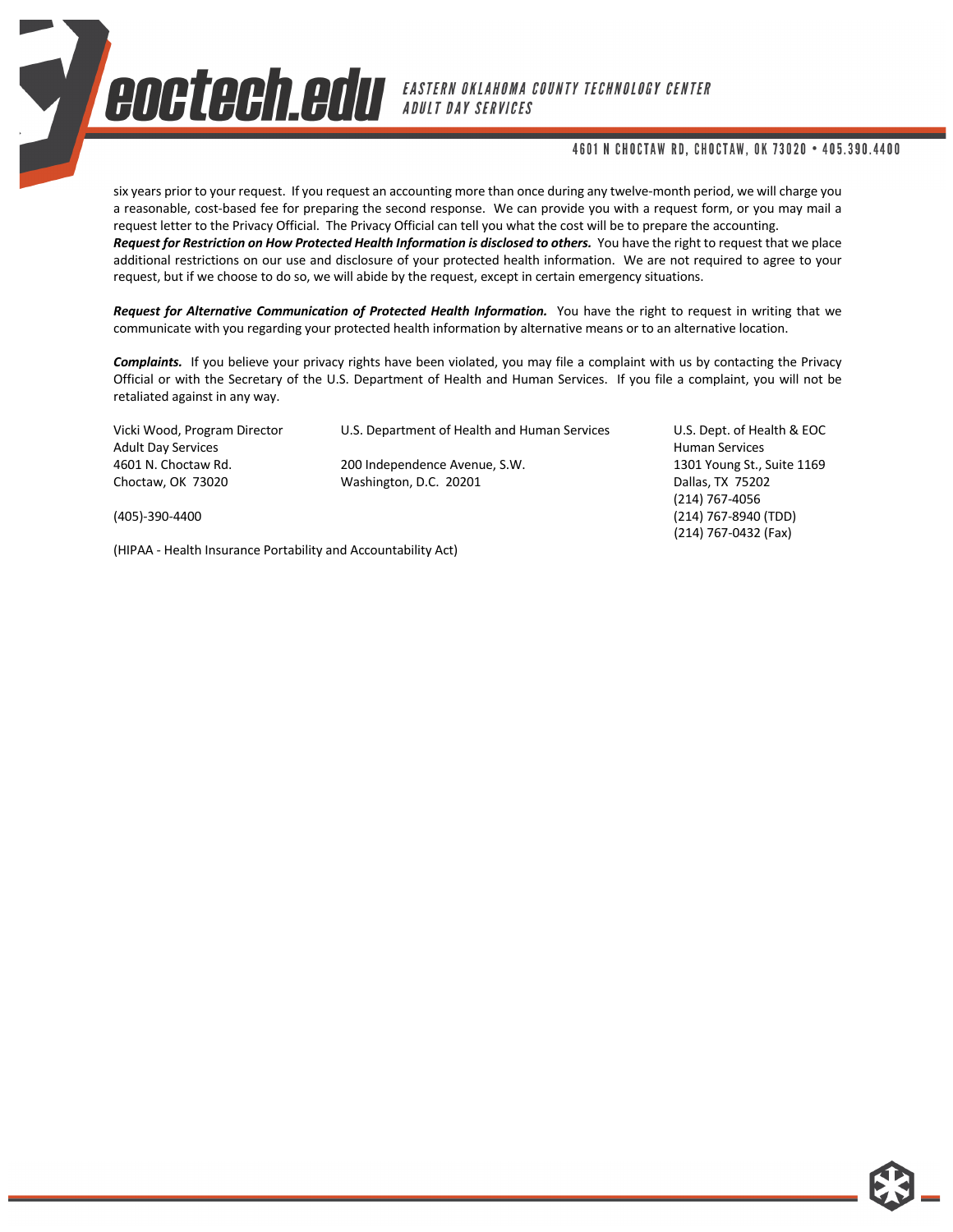six years prior to your request. If you request an accounting more than once during any twelve-month period, we will charge you a reasonable, cost-based fee for preparing the second response. We can provide you with a request form, or you may mail a request letter to the Privacy Official. The Privacy Official can tell you what the cost will be to prepare the accounting.

***Request for Restriction on How Protected Health Information is disclosed to others.*** You have the right to request that we place additional restrictions on our use and disclosure of your protected health information. We are not required to agree to your request, but if we choose to do so, we will abide by the request, except in certain emergency situations.

***Request for Alternative Communication of Protected Health Information.*** You have the right to request in writing that we communicate with you regarding your protected health information by alternative means or to an alternative location.

***Complaints.*** If you believe your privacy rights have been violated, you may file a complaint with us by contacting the Privacy Official or with the Secretary of the U.S. Department of Health and Human Services. If you file a complaint, you will not be retaliated against in any way.

Vicki Wood, Program Director
Adult Day Services
4601 N. Choctaw Rd.
Choctaw, OK 73020

(405)-390-4400

U.S. Department of Health and Human Services

200 Independence Avenue, S.W.
Washington, D.C. 20201

U.S. Dept. of Health & EOC
Human Services
1301 Young St., Suite 1169
Dallas, TX 75202
(214) 767-4056
(214) 767-8940 (TDD)
(214) 767-0432 (Fax)

(HIPAA - Health Insurance Portability and Accountability Act)